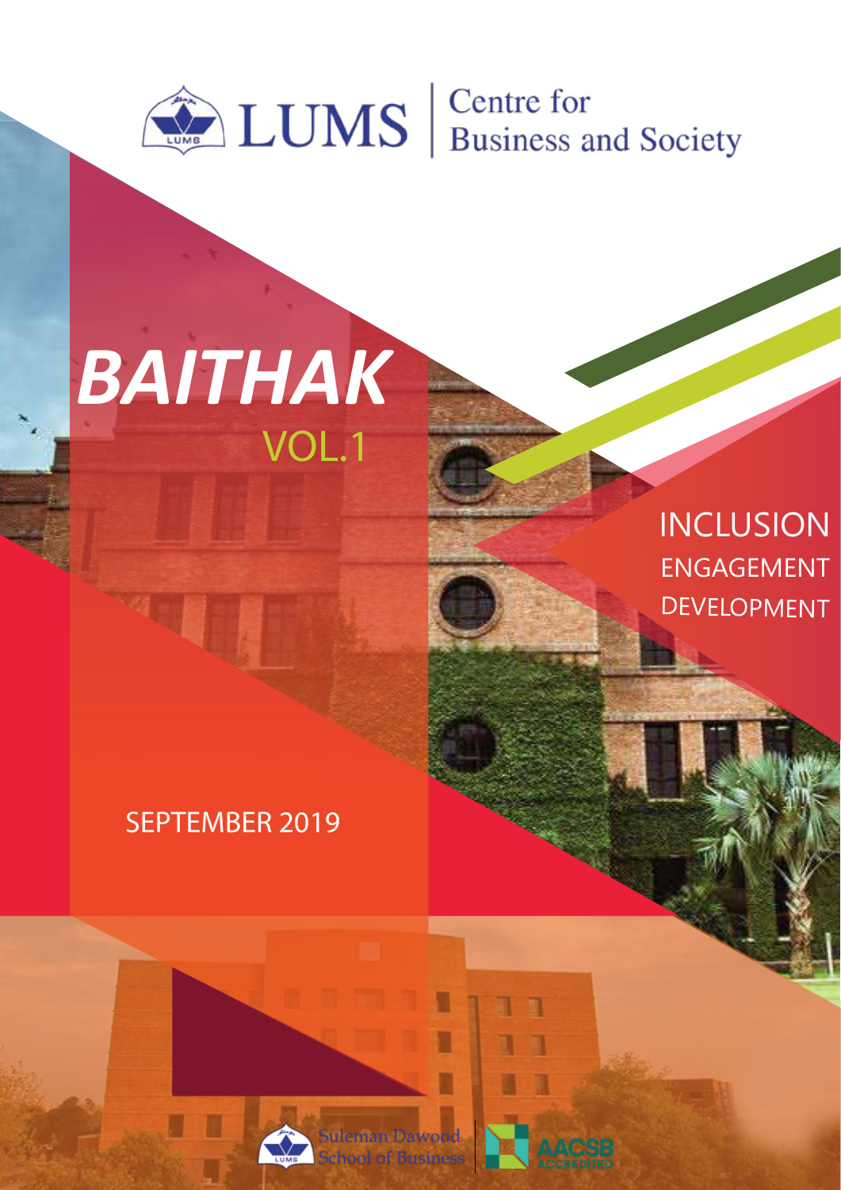LUMS | Centre for Business and Society

# *BAITHAK*

VOL.1

INCLUSION
ENGAGEMENT
DEVELOPMENT

SEPTEMBER 2019

Suleman Dawood School of Business

AACSB ACCREDITED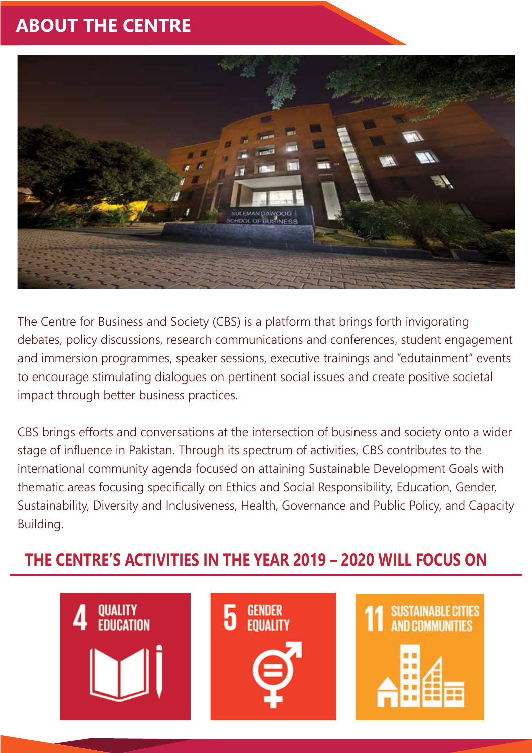# ABOUT THE CENTRE

The Centre for Business and Society (CBS) is a platform that brings forth invigorating debates, policy discussions, research communications and conferences, student engagement and immersion programmes, speaker sessions, executive trainings and "edutainment" events to encourage stimulating dialogues on pertinent social issues and create positive societal impact through better business practices.

CBS brings efforts and conversations at the intersection of business and society onto a wider stage of influence in Pakistan. Through its spectrum of activities, CBS contributes to the international community agenda focused on attaining Sustainable Development Goals with thematic areas focusing specifically on Ethics and Social Responsibility, Education, Gender, Sustainability, Diversity and Inclusiveness, Health, Governance and Public Policy, and Capacity Building.

## THE CENTRE'S ACTIVITIES IN THE YEAR 2019 – 2020 WILL FOCUS ON

4 QUALITY EDUCATION

5 GENDER EQUALITY

11 SUSTAINABLE CITIES AND COMMUNITIES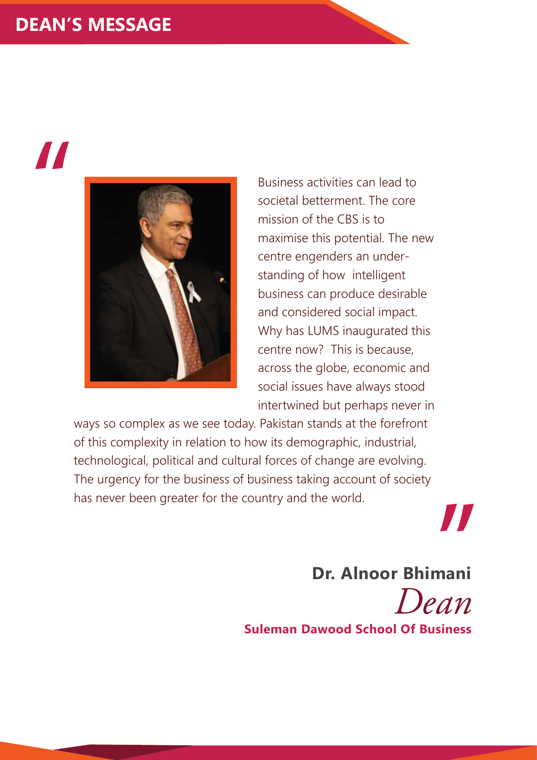## DEAN'S MESSAGE

"Business activities can lead to societal betterment. The core mission of the CBS is to maximise this potential. The new centre engenders an understanding of how intelligent business can produce desirable and considered social impact. Why has LUMS inaugurated this centre now? This is because, across the globe, economic and social issues have always stood intertwined but perhaps never in ways so complex as we see today. Pakistan stands at the forefront of this complexity in relation to how its demographic, industrial, technological, political and cultural forces of change are evolving. The urgency for the business of business taking account of society has never been greater for the country and the world."

**Dr. Alnoor Bhimani**
*Dean*
**Suleman Dawood School Of Business**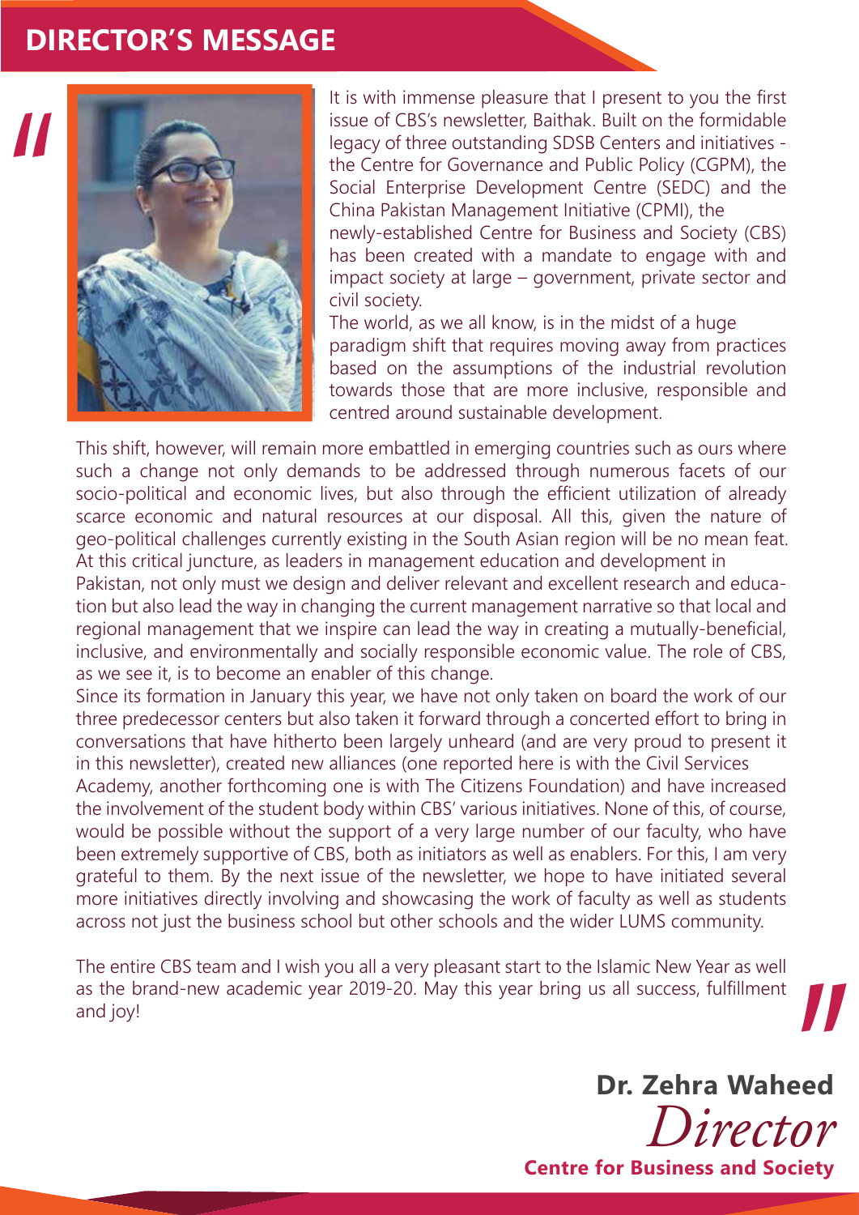# DIRECTOR'S MESSAGE

It is with immense pleasure that I present to you the first issue of CBS's newsletter, Baithak. Built on the formidable legacy of three outstanding SDSB Centers and initiatives - the Centre for Governance and Public Policy (CGPM), the Social Enterprise Development Centre (SEDC) and the China Pakistan Management Initiative (CPMI), the newly-established Centre for Business and Society (CBS) has been created with a mandate to engage with and impact society at large – government, private sector and civil society.

The world, as we all know, is in the midst of a huge paradigm shift that requires moving away from practices based on the assumptions of the industrial revolution towards those that are more inclusive, responsible and centred around sustainable development.

This shift, however, will remain more embattled in emerging countries such as ours where such a change not only demands to be addressed through numerous facets of our socio-political and economic lives, but also through the efficient utilization of already scarce economic and natural resources at our disposal. All this, given the nature of geo-political challenges currently existing in the South Asian region will be no mean feat. At this critical juncture, as leaders in management education and development in Pakistan, not only must we design and deliver relevant and excellent research and education but also lead the way in changing the current management narrative so that local and regional management that we inspire can lead the way in creating a mutually-beneficial, inclusive, and environmentally and socially responsible economic value. The role of CBS, as we see it, is to become an enabler of this change.

Since its formation in January this year, we have not only taken on board the work of our three predecessor centers but also taken it forward through a concerted effort to bring in conversations that have hitherto been largely unheard (and are very proud to present it in this newsletter), created new alliances (one reported here is with the Civil Services Academy, another forthcoming one is with The Citizens Foundation) and have increased the involvement of the student body within CBS' various initiatives. None of this, of course, would be possible without the support of a very large number of our faculty, who have been extremely supportive of CBS, both as initiators as well as enablers. For this, I am very grateful to them. By the next issue of the newsletter, we hope to have initiated several more initiatives directly involving and showcasing the work of faculty as well as students across not just the business school but other schools and the wider LUMS community.

The entire CBS team and I wish you all a very pleasant start to the Islamic New Year as well as the brand-new academic year 2019-20. May this year bring us all success, fulfillment and joy!

**Dr. Zehra Waheed**
*Director*
**Centre for Business and Society**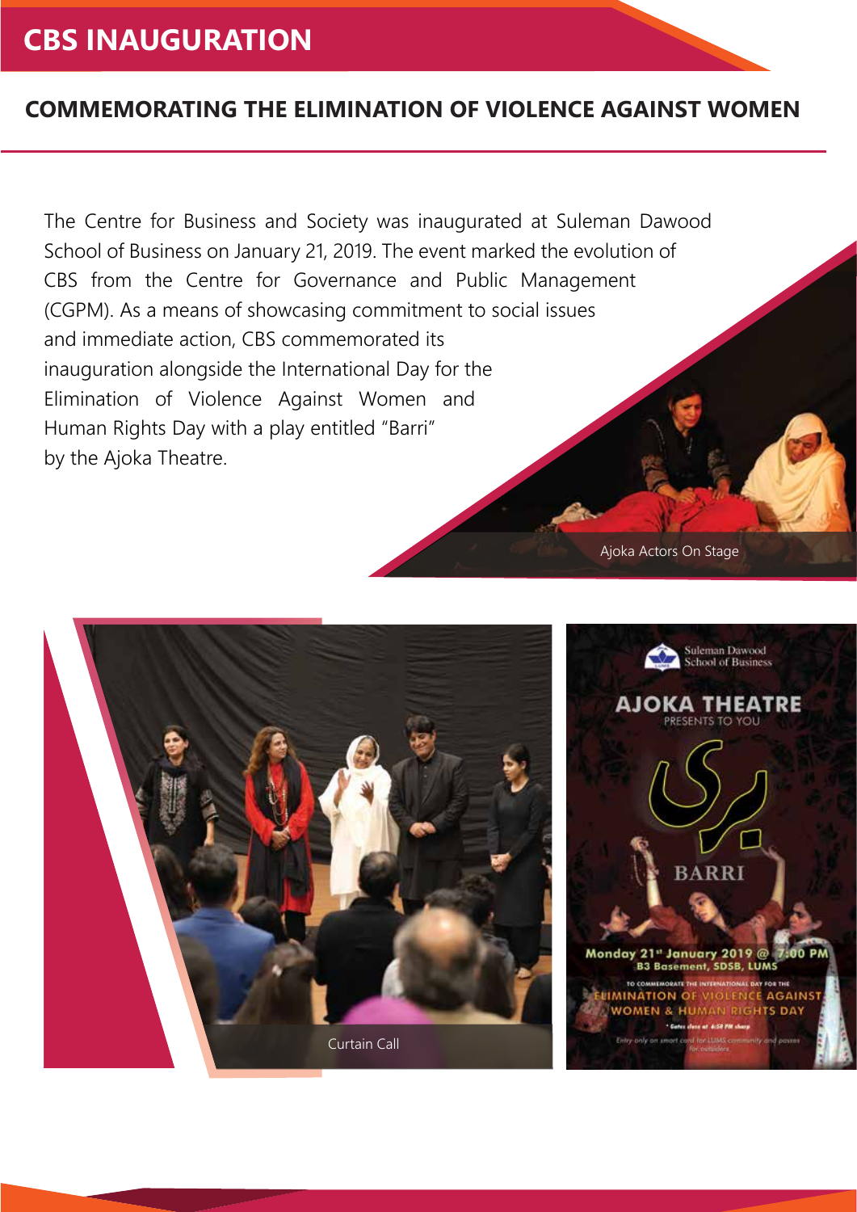# CBS INAUGURATION

## COMMEMORATING THE ELIMINATION OF VIOLENCE AGAINST WOMEN

The Centre for Business and Society was inaugurated at Suleman Dawood School of Business on January 21, 2019. The event marked the evolution of CBS from the Centre for Governance and Public Management (CGPM). As a means of showcasing commitment to social issues and immediate action, CBS commemorated its inauguration alongside the International Day for the Elimination of Violence Against Women and Human Rights Day with a play entitled "Barri" by the Ajoka Theatre.

Ajoka Actors On Stage

Curtain Call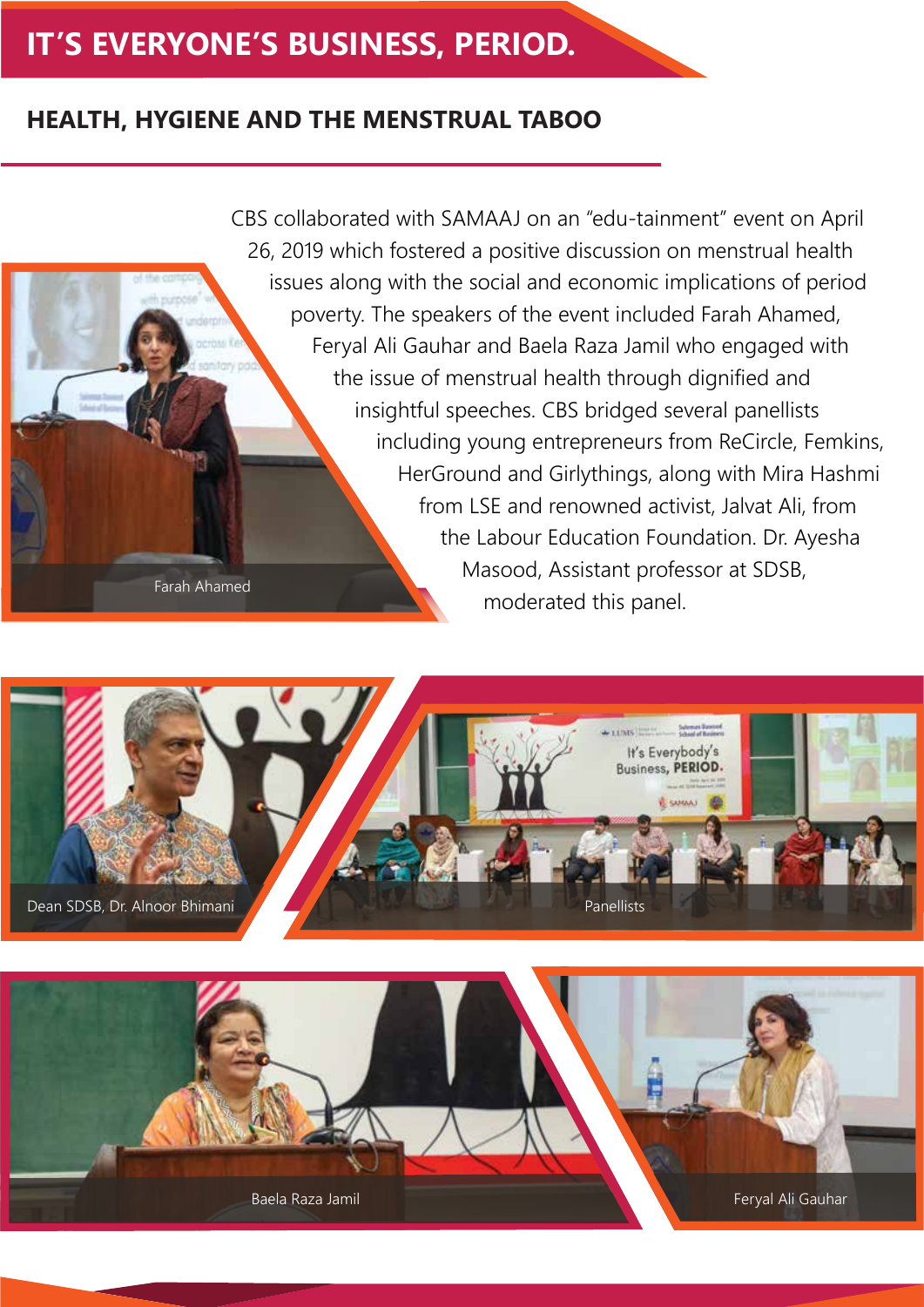# IT'S EVERYONE'S BUSINESS, PERIOD.

## HEALTH, HYGIENE AND THE MENSTRUAL TABOO

CBS collaborated with SAMAAJ on an "edu-tainment" event on April 26, 2019 which fostered a positive discussion on menstrual health issues along with the social and economic implications of period poverty. The speakers of the event included Farah Ahamed, Feryal Ali Gauhar and Baela Raza Jamil who engaged with the issue of menstrual health through dignified and insightful speeches. CBS bridged several panellists including young entrepreneurs from ReCircle, Femkins, HerGround and Girlythings, along with Mira Hashmi from LSE and renowned activist, Jalvat Ali, from the Labour Education Foundation. Dr. Ayesha Masood, Assistant professor at SDSB, moderated this panel.

Farah Ahamed

Dean SDSB, Dr. Alnoor Bhimani

Panellists

Baela Raza Jamil

Feryal Ali Gauhar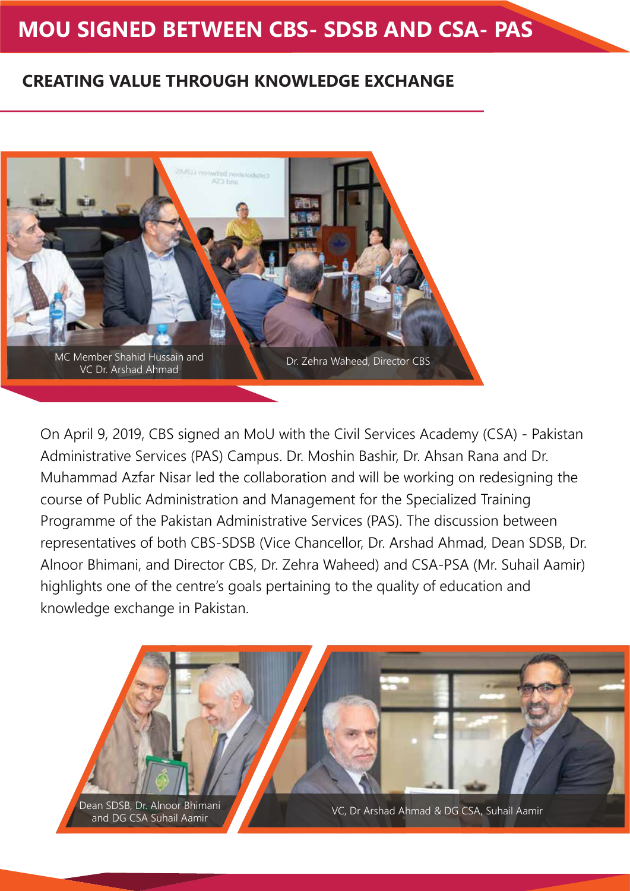# MOU SIGNED BETWEEN CBS- SDSB AND CSA- PAS

## CREATING VALUE THROUGH KNOWLEDGE EXCHANGE

MC Member Shahid Hussain and VC Dr. Arshad Ahmad

Dr. Zehra Waheed, Director CBS

On April 9, 2019, CBS signed an MoU with the Civil Services Academy (CSA) - Pakistan Administrative Services (PAS) Campus. Dr. Moshin Bashir, Dr. Ahsan Rana and Dr. Muhammad Azfar Nisar led the collaboration and will be working on redesigning the course of Public Administration and Management for the Specialized Training Programme of the Pakistan Administrative Services (PAS). The discussion between representatives of both CBS-SDSB (Vice Chancellor, Dr. Arshad Ahmad, Dean SDSB, Dr. Alnoor Bhimani, and Director CBS, Dr. Zehra Waheed) and CSA-PSA (Mr. Suhail Aamir) highlights one of the centre's goals pertaining to the quality of education and knowledge exchange in Pakistan.

Dean SDSB, Dr. Alnoor Bhimani and DG CSA Suhail Aamir

VC, Dr Arshad Ahmad & DG CSA, Suhail Aamir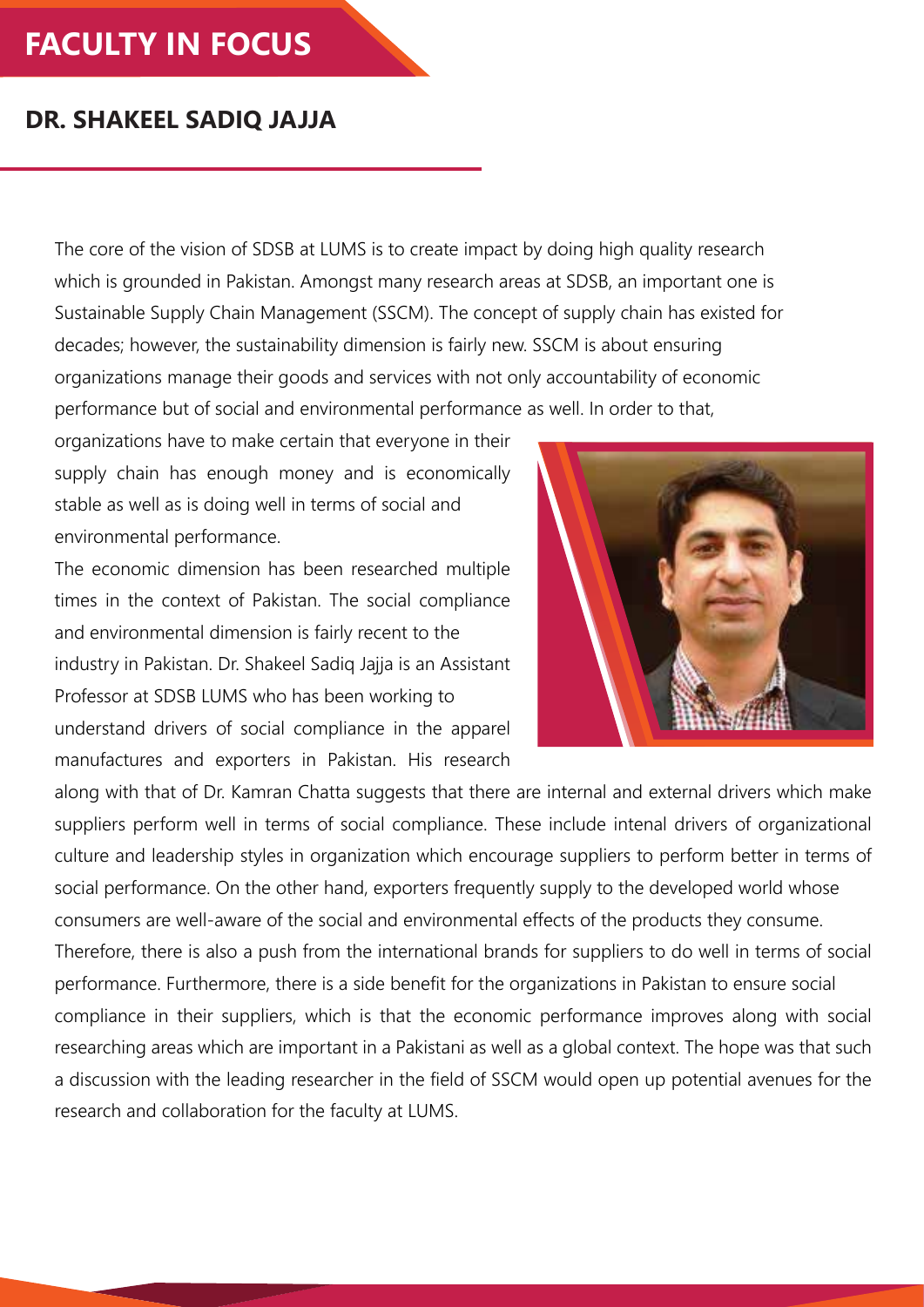# FACULTY IN FOCUS

## DR. SHAKEEL SADIQ JAJJA

The core of the vision of SDSB at LUMS is to create impact by doing high quality research which is grounded in Pakistan. Amongst many research areas at SDSB, an important one is Sustainable Supply Chain Management (SSCM). The concept of supply chain has existed for decades; however, the sustainability dimension is fairly new. SSCM is about ensuring organizations manage their goods and services with not only accountability of economic performance but of social and environmental performance as well. In order to that, organizations have to make certain that everyone in their supply chain has enough money and is economically stable as well as is doing well in terms of social and environmental performance.

The economic dimension has been researched multiple times in the context of Pakistan. The social compliance and environmental dimension is fairly recent to the industry in Pakistan. Dr. Shakeel Sadiq Jajja is an Assistant Professor at SDSB LUMS who has been working to understand drivers of social compliance in the apparel manufactures and exporters in Pakistan. His research along with that of Dr. Kamran Chatta suggests that there are internal and external drivers which make suppliers perform well in terms of social compliance. These include intenal drivers of organizational culture and leadership styles in organization which encourage suppliers to perform better in terms of social performance. On the other hand, exporters frequently supply to the developed world whose consumers are well-aware of the social and environmental effects of the products they consume. Therefore, there is also a push from the international brands for suppliers to do well in terms of social performance. Furthermore, there is a side benefit for the organizations in Pakistan to ensure social compliance in their suppliers, which is that the economic performance improves along with social researching areas which are important in a Pakistani as well as a global context. The hope was that such a discussion with the leading researcher in the field of SSCM would open up potential avenues for the research and collaboration for the faculty at LUMS.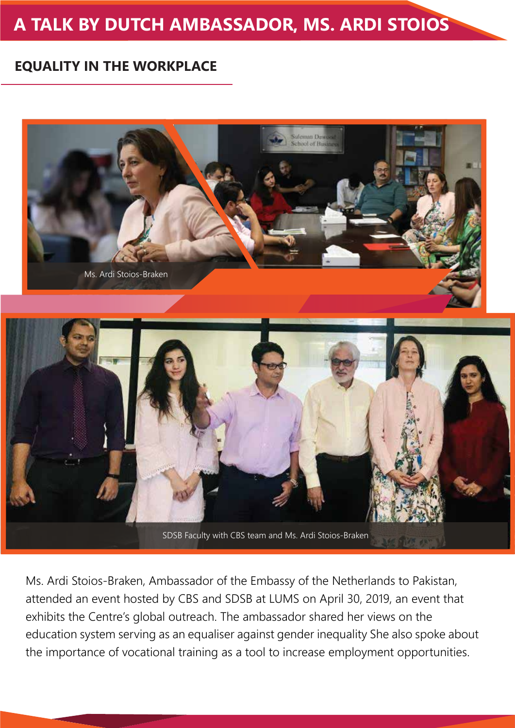# A TALK BY DUTCH AMBASSADOR, MS. ARDI STOIOS

## EQUALITY IN THE WORKPLACE

Ms. Ardi Stoios-Braken

SDSB Faculty with CBS team and Ms. Ardi Stoios-Braken

Ms. Ardi Stoios-Braken, Ambassador of the Embassy of the Netherlands to Pakistan, attended an event hosted by CBS and SDSB at LUMS on April 30, 2019, an event that exhibits the Centre's global outreach. The ambassador shared her views on the education system serving as an equaliser against gender inequality She also spoke about the importance of vocational training as a tool to increase employment opportunities.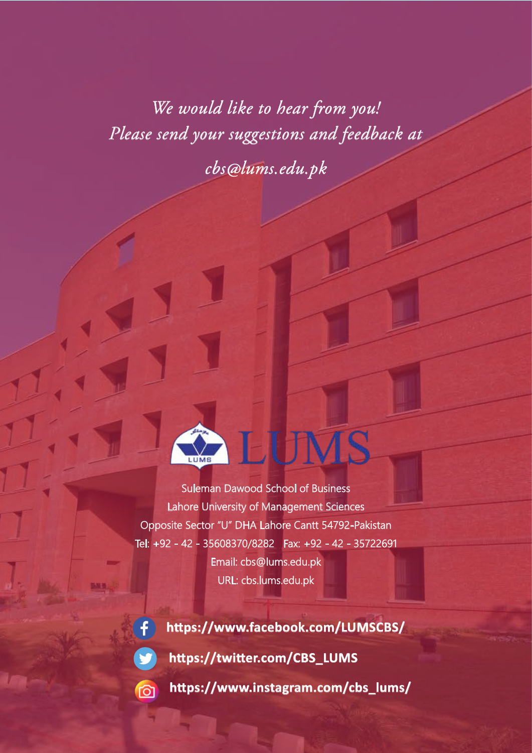*We would like to hear from you!*
*Please send your suggestions and feedback at*

*cbs@lums.edu.pk*

LUMS

Suleman Dawood School of Business
Lahore University of Management Sciences
Opposite Sector "U" DHA Lahore Cantt 54792-Pakistan
Tel: +92 - 42 - 35608370/8282 Fax: +92 - 42 - 35722691
Email: cbs@lums.edu.pk
URL: cbs.lums.edu.pk

**https://www.facebook.com/LUMSCBS/**

**https://twitter.com/CBS_LUMS**

**https://www.instagram.com/cbs_lums/**